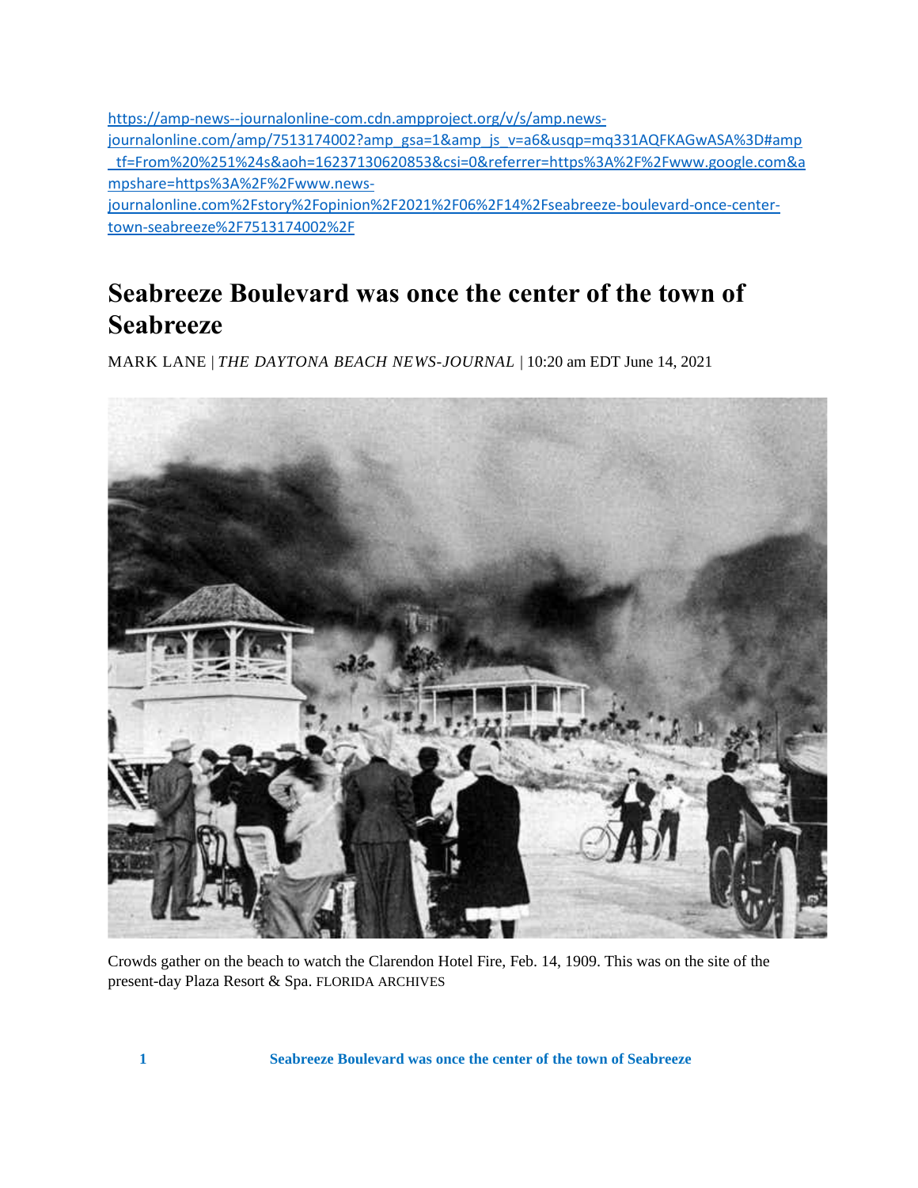https://amp-news--journalonline-com.cdn.ampproject.org/v/s/amp.news-journalonline.com/amp/7513174002?amp_gsa=1&amp_js_v=a6&usqp=mq331AQFKAGwASA%3D#amp_tf=From%20%251%24s&aoh=16237130620853&csi=0&referrer=https%3A%2F%2Fwww.google.com&ampshare=https%3A%2F%2Fwww.news-journalonline.com%2Fstory%2Fopinion%2F2021%2F06%2F14%2Fseabreeze-boulevard-once-center-town-seabreeze%2F7513174002%2F

# Seabreeze Boulevard was once the center of the town of Seabreeze

MARK LANE | *THE DAYTONA BEACH NEWS-JOURNAL* | 10:20 am EDT June 14, 2021

Crowds gather on the beach to watch the Clarendon Hotel Fire, Feb. 14, 1909. This was on the site of the present-day Plaza Resort & Spa. FLORIDA ARCHIVES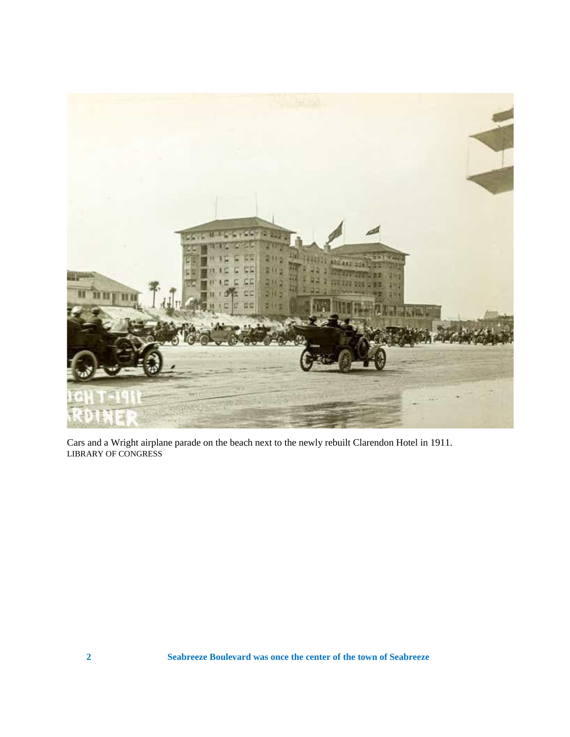Cars and a Wright airplane parade on the beach next to the newly rebuilt Clarendon Hotel in 1911.
LIBRARY OF CONGRESS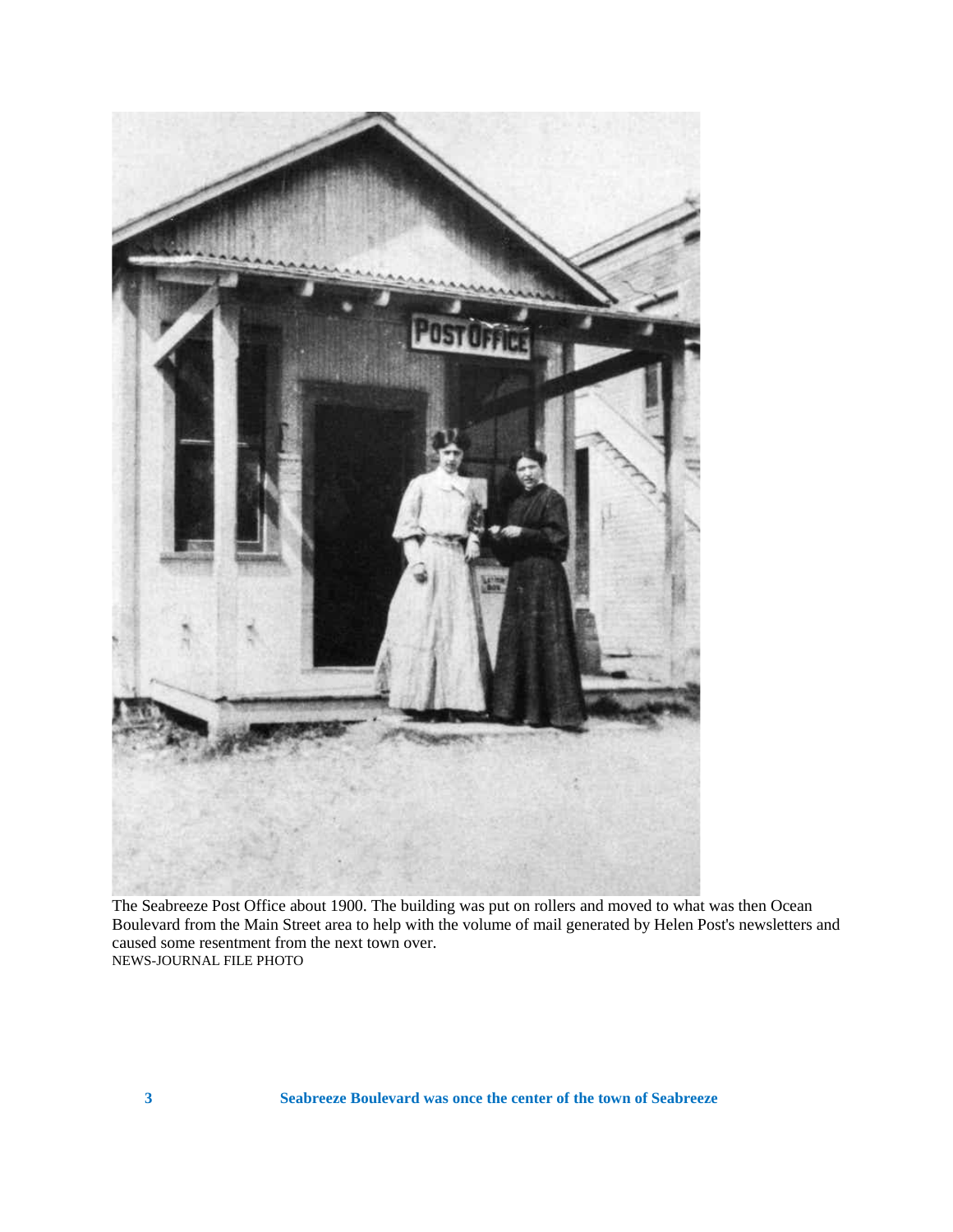The Seabreeze Post Office about 1900. The building was put on rollers and moved to what was then Ocean Boulevard from the Main Street area to help with the volume of mail generated by Helen Post's newsletters and caused some resentment from the next town over.
NEWS-JOURNAL FILE PHOTO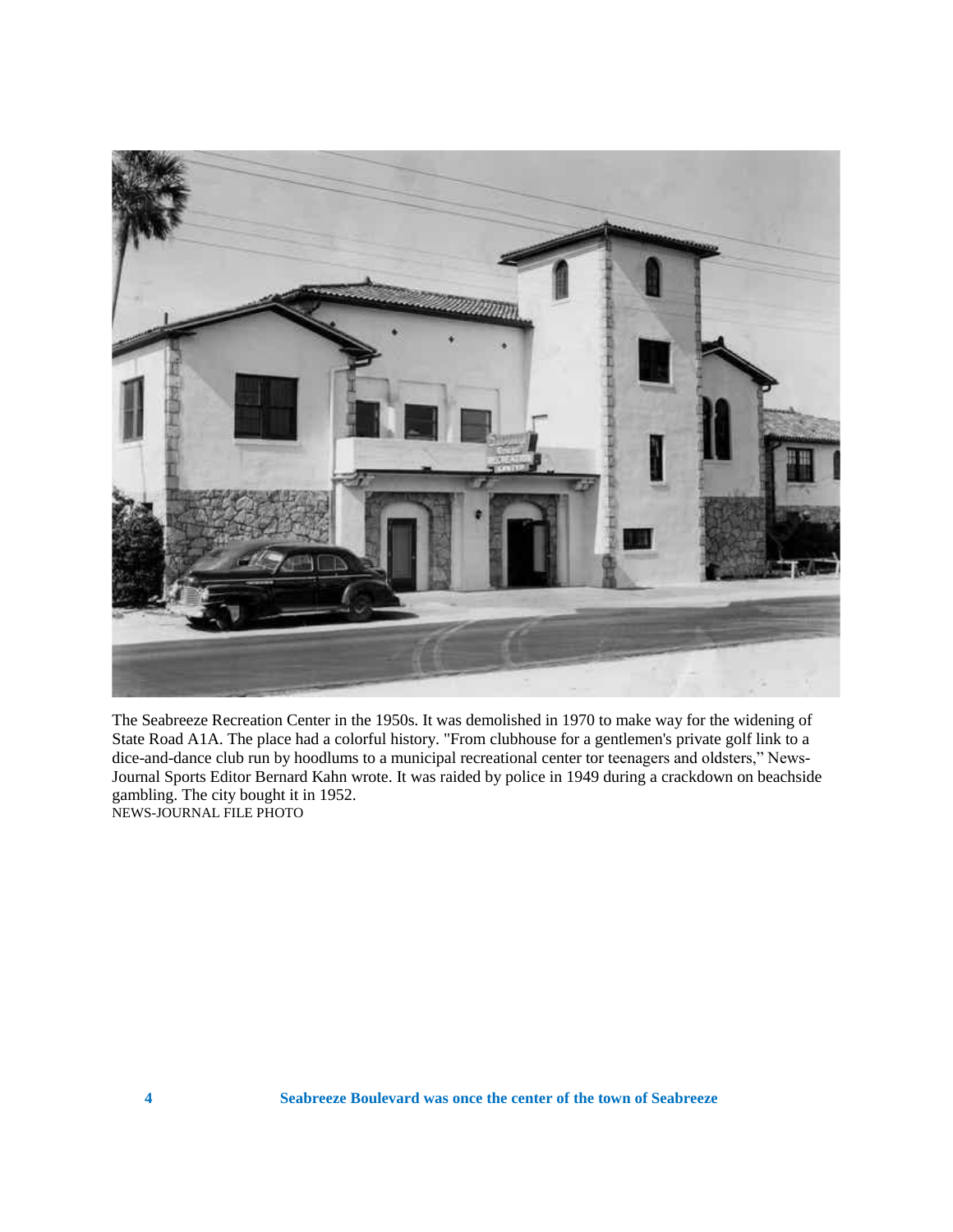The Seabreeze Recreation Center in the 1950s. It was demolished in 1970 to make way for the widening of State Road A1A. The place had a colorful history. "From clubhouse for a gentlemen's private golf link to a dice-and-dance club run by hoodlums to a municipal recreational center tor teenagers and oldsters," News-Journal Sports Editor Bernard Kahn wrote. It was raided by police in 1949 during a crackdown on beachside gambling. The city bought it in 1952.

NEWS-JOURNAL FILE PHOTO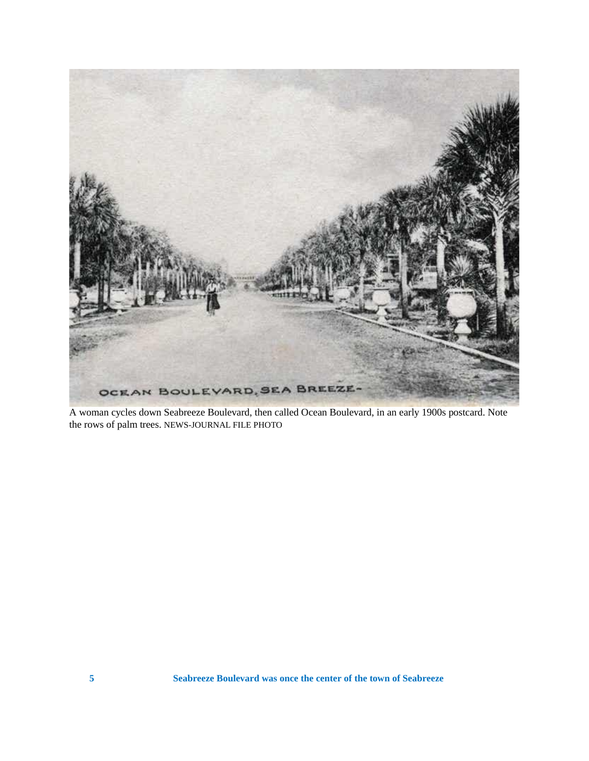A woman cycles down Seabreeze Boulevard, then called Ocean Boulevard, in an early 1900s postcard. Note the rows of palm trees. NEWS-JOURNAL FILE PHOTO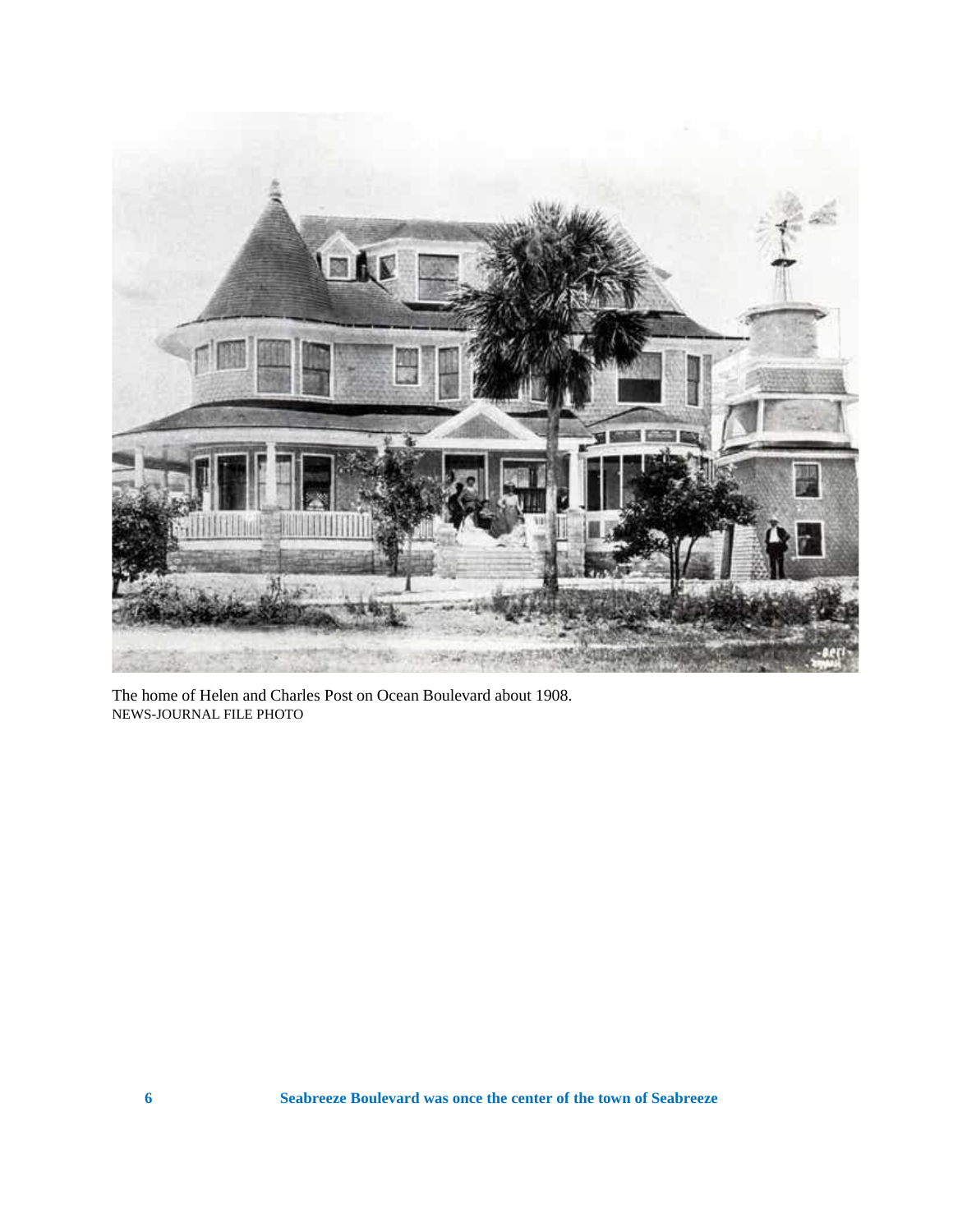The home of Helen and Charles Post on Ocean Boulevard about 1908.
NEWS-JOURNAL FILE PHOTO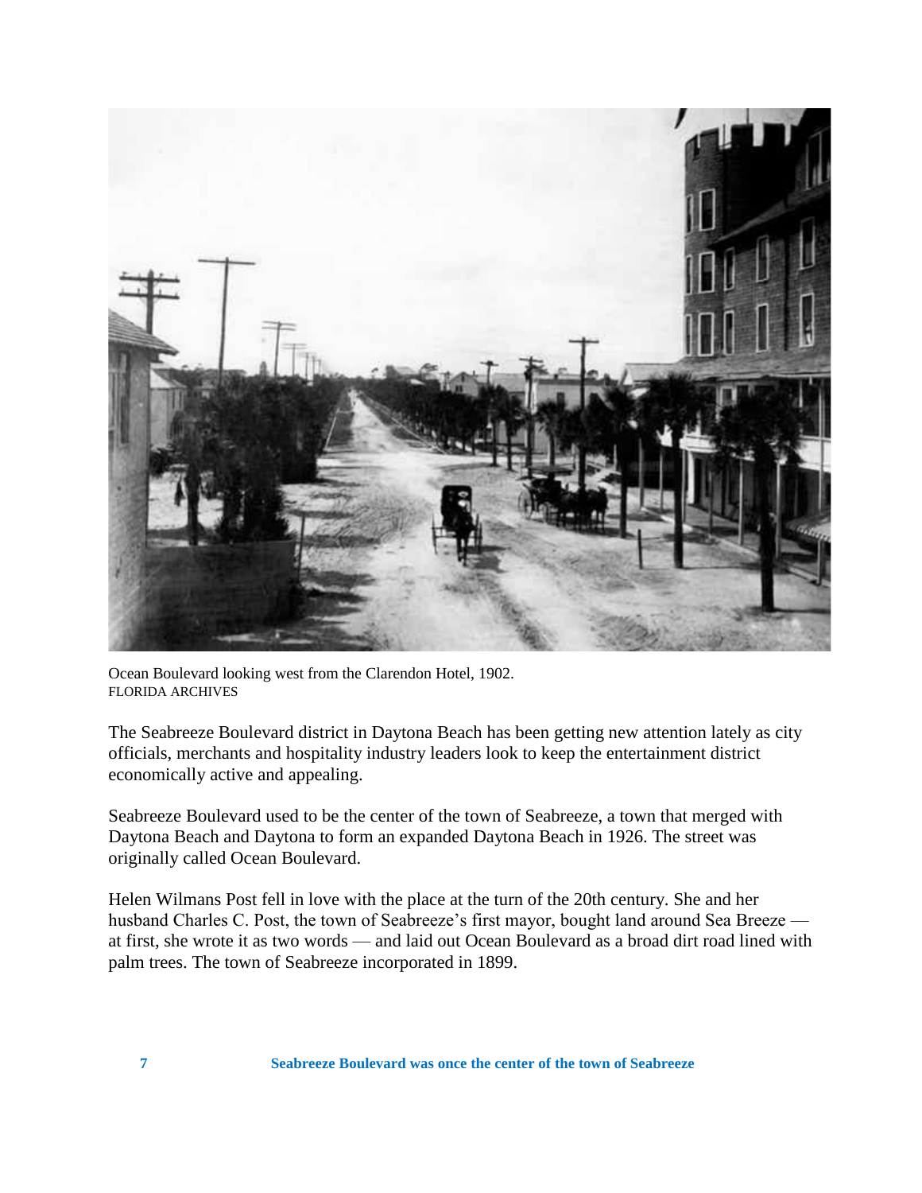Ocean Boulevard looking west from the Clarendon Hotel, 1902.
FLORIDA ARCHIVES

The Seabreeze Boulevard district in Daytona Beach has been getting new attention lately as city officials, merchants and hospitality industry leaders look to keep the entertainment district economically active and appealing.

Seabreeze Boulevard used to be the center of the town of Seabreeze, a town that merged with Daytona Beach and Daytona to form an expanded Daytona Beach in 1926. The street was originally called Ocean Boulevard.

Helen Wilmans Post fell in love with the place at the turn of the 20th century. She and her husband Charles C. Post, the town of Seabreeze's first mayor, bought land around Sea Breeze — at first, she wrote it as two words — and laid out Ocean Boulevard as a broad dirt road lined with palm trees. The town of Seabreeze incorporated in 1899.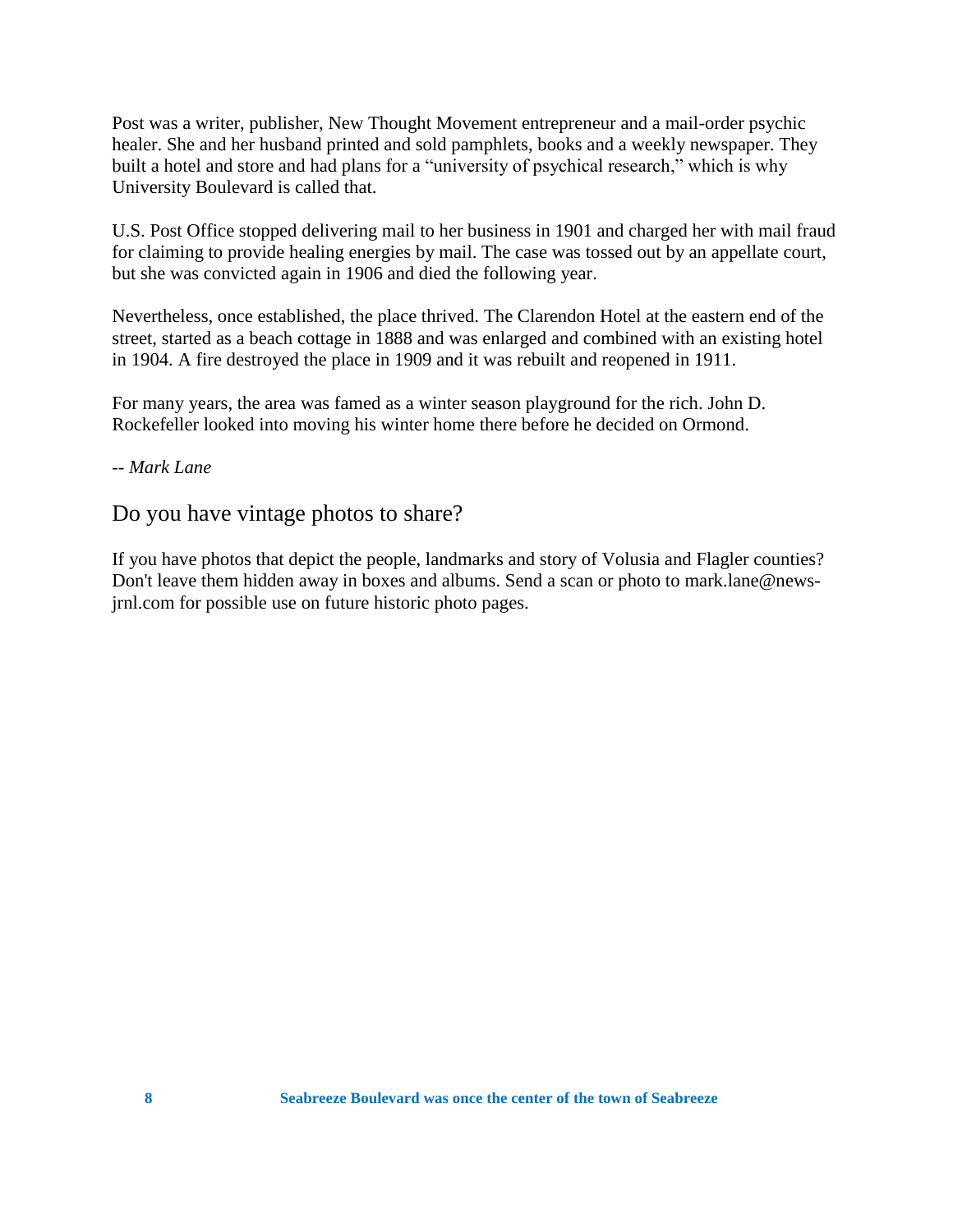Post was a writer, publisher, New Thought Movement entrepreneur and a mail-order psychic healer. She and her husband printed and sold pamphlets, books and a weekly newspaper. They built a hotel and store and had plans for a "university of psychical research," which is why University Boulevard is called that.

U.S. Post Office stopped delivering mail to her business in 1901 and charged her with mail fraud for claiming to provide healing energies by mail. The case was tossed out by an appellate court, but she was convicted again in 1906 and died the following year.

Nevertheless, once established, the place thrived. The Clarendon Hotel at the eastern end of the street, started as a beach cottage in 1888 and was enlarged and combined with an existing hotel in 1904. A fire destroyed the place in 1909 and it was rebuilt and reopened in 1911.

For many years, the area was famed as a winter season playground for the rich. John D. Rockefeller looked into moving his winter home there before he decided on Ormond.

*-- Mark Lane*

## Do you have vintage photos to share?

If you have photos that depict the people, landmarks and story of Volusia and Flagler counties? Don't leave them hidden away in boxes and albums. Send a scan or photo to mark.lane@news-jrnl.com for possible use on future historic photo pages.